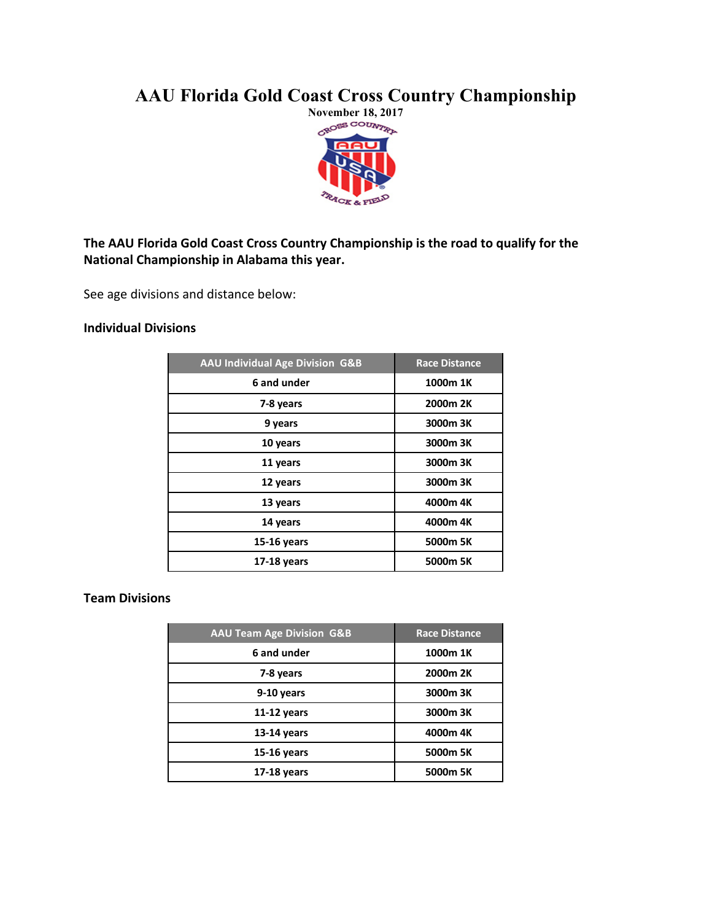# AAU Florida Gold Coast Cross Country Championship

**November 18, 2017**

**The AAU Florida Gold Coast Cross Country Championship is the road to qualify for the National Championship in Alabama this year.**

See age divisions and distance below:

### Individual Divisions

| AAU Individual Age Division G&B | Race Distance |
|---|---|
| 6 and under | 1000m 1K |
| 7-8 years | 2000m 2K |
| 9 years | 3000m 3K |
| 10 years | 3000m 3K |
| 11 years | 3000m 3K |
| 12 years | 3000m 3K |
| 13 years | 4000m 4K |
| 14 years | 4000m 4K |
| 15-16 years | 5000m 5K |
| 17-18 years | 5000m 5K |

### Team Divisions

| AAU Team Age Division G&B | Race Distance |
|---|---|
| 6 and under | 1000m 1K |
| 7-8 years | 2000m 2K |
| 9-10 years | 3000m 3K |
| 11-12 years | 3000m 3K |
| 13-14 years | 4000m 4K |
| 15-16 years | 5000m 5K |
| 17-18 years | 5000m 5K |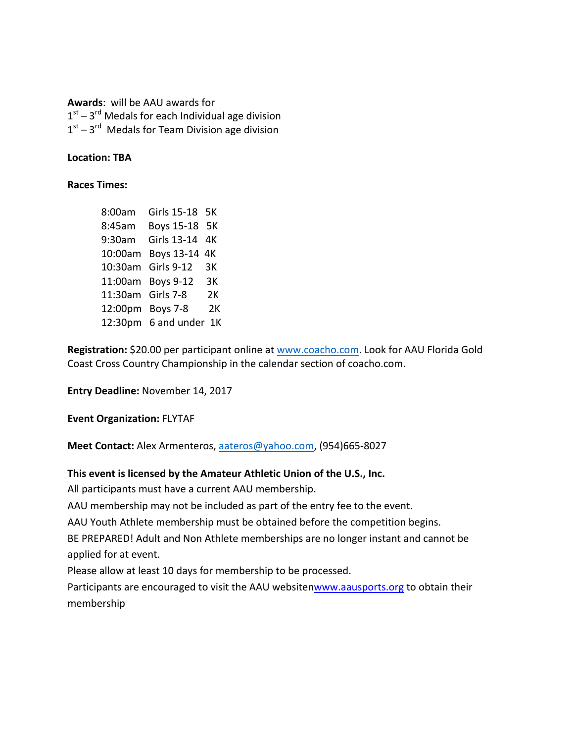**Awards**: will be AAU awards for
1st – 3rd Medals for each Individual age division
1st – 3rd Medals for Team Division age division

**Location: TBA**

**Races Times:**

| | | |
|---|---|---|
| 8:00am | Girls 15-18 | 5K |
| 8:45am | Boys 15-18 | 5K |
| 9:30am | Girls 13-14 | 4K |
| 10:00am | Boys 13-14 | 4K |
| 10:30am | Girls 9-12 | 3K |
| 11:00am | Boys 9-12 | 3K |
| 11:30am | Girls 7-8 | 2K |
| 12:00pm | Boys 7-8 | 2K |
| 12:30pm | 6 and under | 1K |

**Registration:** $20.00 per participant online at www.coacho.com. Look for AAU Florida Gold Coast Cross Country Championship in the calendar section of coacho.com.

**Entry Deadline:** November 14, 2017

**Event Organization:** FLYTAF

**Meet Contact:** Alex Armenteros, aateros@yahoo.com, (954)665-8027

**This event is licensed by the Amateur Athletic Union of the U.S., Inc.**
All participants must have a current AAU membership.
AAU membership may not be included as part of the entry fee to the event.
AAU Youth Athlete membership must be obtained before the competition begins.
BE PREPARED! Adult and Non Athlete memberships are no longer instant and cannot be applied for at event.
Please allow at least 10 days for membership to be processed.
Participants are encouraged to visit the AAU websitenwww.aausports.org to obtain their membership